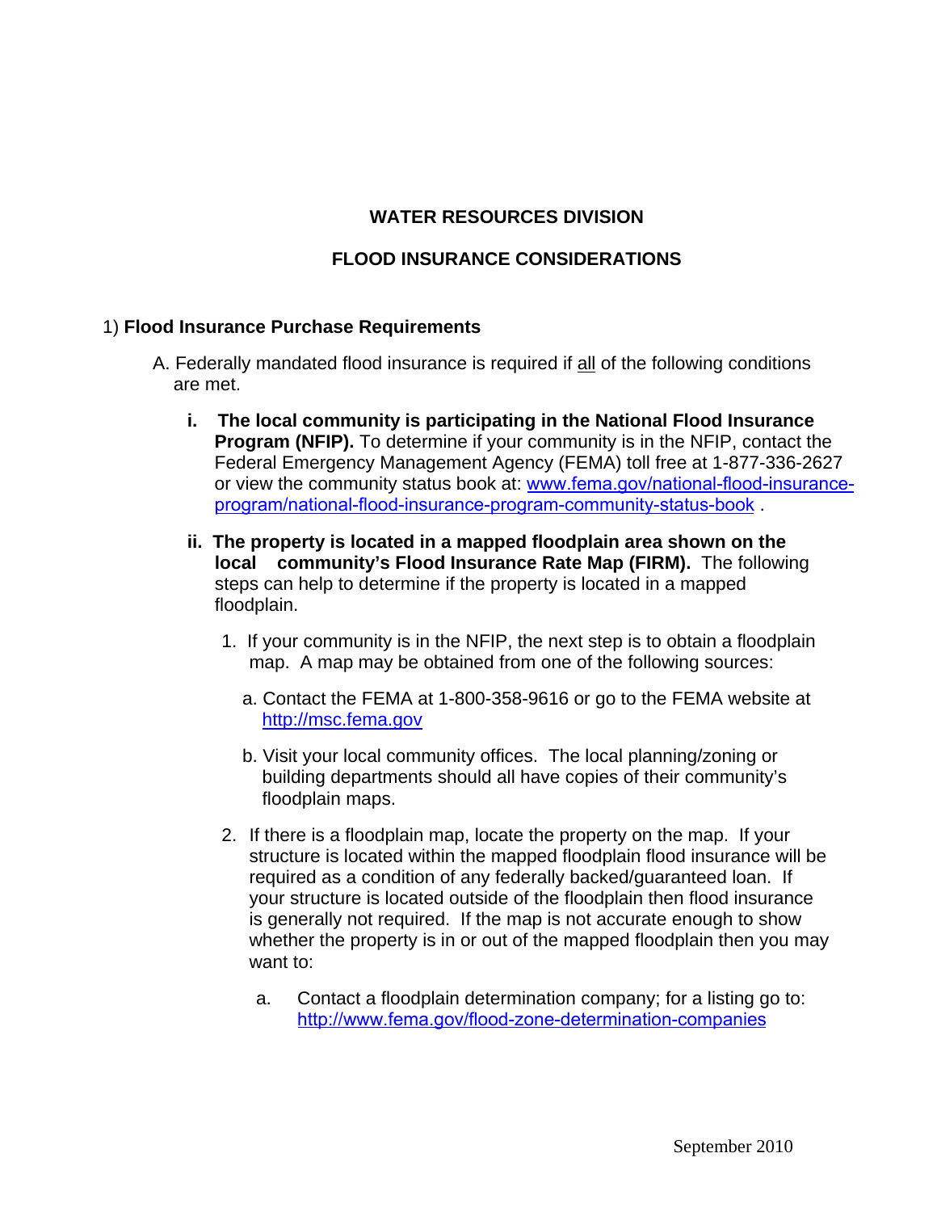## WATER RESOURCES DIVISION

## FLOOD INSURANCE CONSIDERATIONS

1) **Flood Insurance Purchase Requirements**

A. Federally mandated flood insurance is required if all of the following conditions are met.

i. **The local community is participating in the National Flood Insurance Program (NFIP).** To determine if your community is in the NFIP, contact the Federal Emergency Management Agency (FEMA) toll free at 1-877-336-2627 or view the community status book at: www.fema.gov/national-flood-insurance-program/national-flood-insurance-program-community-status-book .

ii. **The property is located in a mapped floodplain area shown on the local community's Flood Insurance Rate Map (FIRM).** The following steps can help to determine if the property is located in a mapped floodplain.

1. If your community is in the NFIP, the next step is to obtain a floodplain map. A map may be obtained from one of the following sources:

   a. Contact the FEMA at 1-800-358-9616 or go to the FEMA website at http://msc.fema.gov

   b. Visit your local community offices. The local planning/zoning or building departments should all have copies of their community's floodplain maps.

2. If there is a floodplain map, locate the property on the map. If your structure is located within the mapped floodplain flood insurance will be required as a condition of any federally backed/guaranteed loan. If your structure is located outside of the floodplain then flood insurance is generally not required. If the map is not accurate enough to show whether the property is in or out of the mapped floodplain then you may want to:

   a. Contact a floodplain determination company; for a listing go to: http://www.fema.gov/flood-zone-determination-companies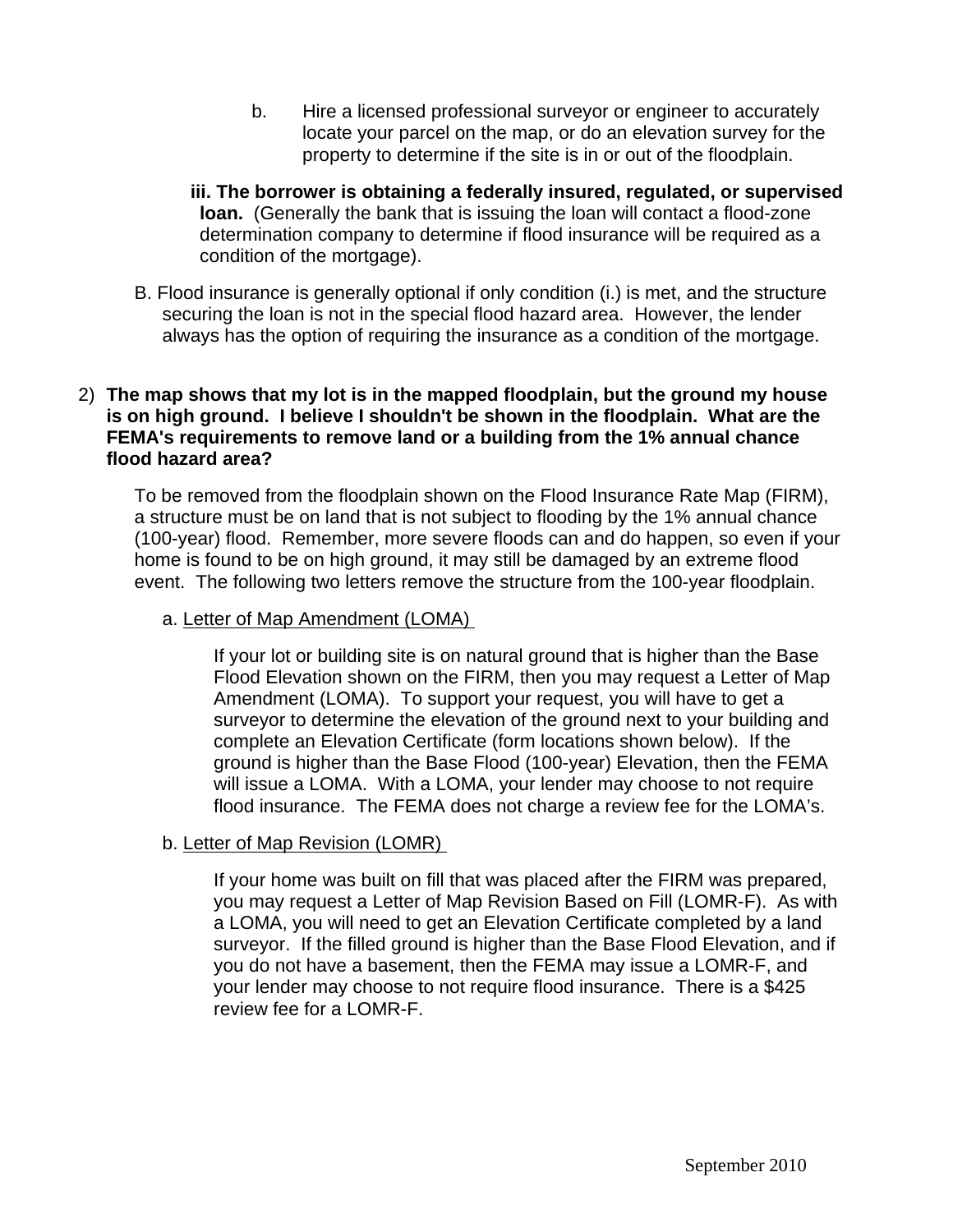b. Hire a licensed professional surveyor or engineer to accurately locate your parcel on the map, or do an elevation survey for the property to determine if the site is in or out of the floodplain.

**iii. The borrower is obtaining a federally insured, regulated, or supervised loan.** (Generally the bank that is issuing the loan will contact a flood-zone determination company to determine if flood insurance will be required as a condition of the mortgage).

B. Flood insurance is generally optional if only condition (i.) is met, and the structure securing the loan is not in the special flood hazard area. However, the lender always has the option of requiring the insurance as a condition of the mortgage.

2) **The map shows that my lot is in the mapped floodplain, but the ground my house is on high ground. I believe I shouldn't be shown in the floodplain. What are the FEMA's requirements to remove land or a building from the 1% annual chance flood hazard area?**

To be removed from the floodplain shown on the Flood Insurance Rate Map (FIRM), a structure must be on land that is not subject to flooding by the 1% annual chance (100-year) flood. Remember, more severe floods can and do happen, so even if your home is found to be on high ground, it may still be damaged by an extreme flood event. The following two letters remove the structure from the 100-year floodplain.

a. Letter of Map Amendment (LOMA)

If your lot or building site is on natural ground that is higher than the Base Flood Elevation shown on the FIRM, then you may request a Letter of Map Amendment (LOMA). To support your request, you will have to get a surveyor to determine the elevation of the ground next to your building and complete an Elevation Certificate (form locations shown below). If the ground is higher than the Base Flood (100-year) Elevation, then the FEMA will issue a LOMA. With a LOMA, your lender may choose to not require flood insurance. The FEMA does not charge a review fee for the LOMA's.

b. Letter of Map Revision (LOMR)

If your home was built on fill that was placed after the FIRM was prepared, you may request a Letter of Map Revision Based on Fill (LOMR-F). As with a LOMA, you will need to get an Elevation Certificate completed by a land surveyor. If the filled ground is higher than the Base Flood Elevation, and if you do not have a basement, then the FEMA may issue a LOMR-F, and your lender may choose to not require flood insurance. There is a $425 review fee for a LOMR-F.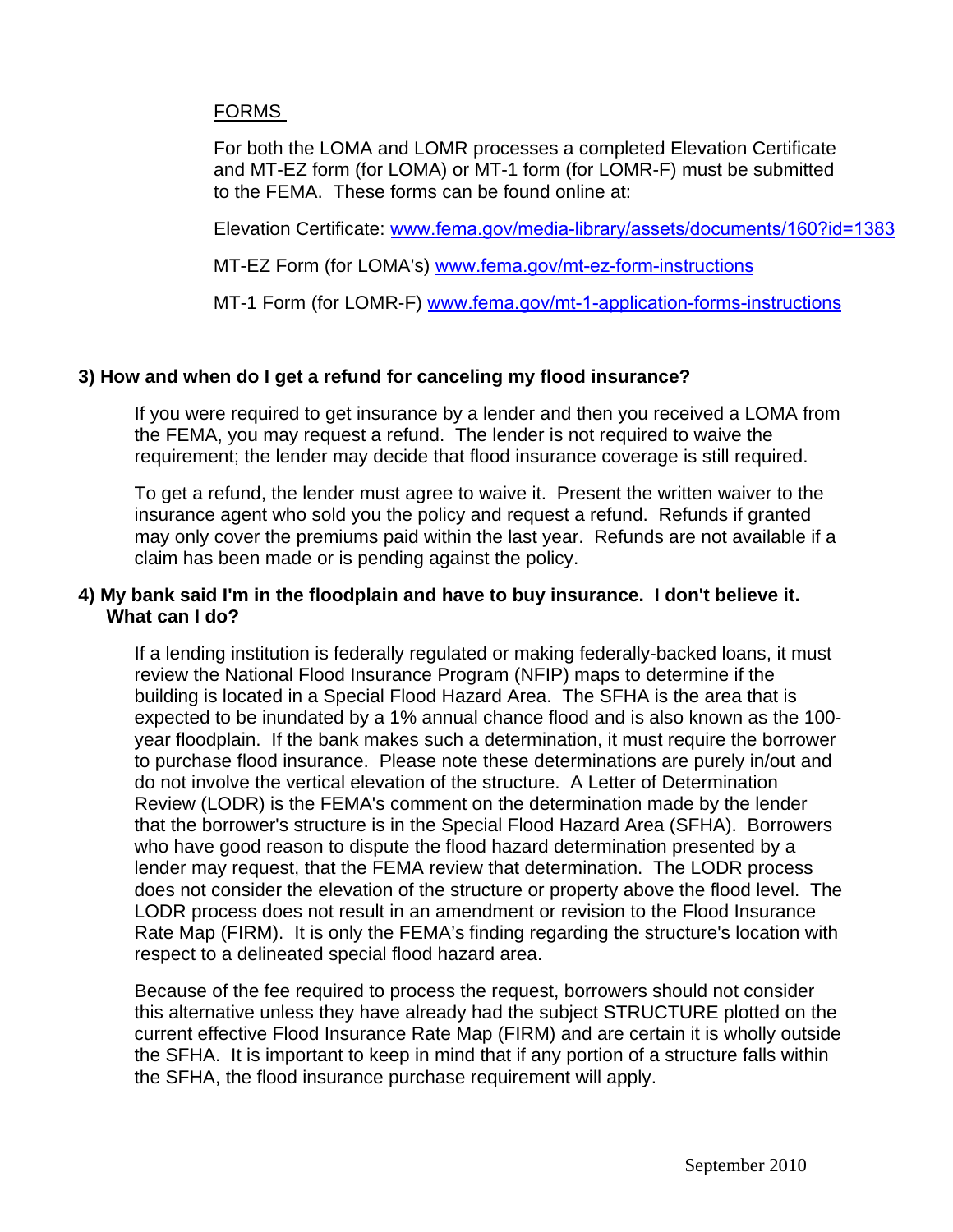FORMS

For both the LOMA and LOMR processes a completed Elevation Certificate and MT-EZ form (for LOMA) or MT-1 form (for LOMR-F) must be submitted to the FEMA. These forms can be found online at:

Elevation Certificate: [www.fema.gov/media-library/assets/documents/160?id=1383](http://www.fema.gov/media-library/assets/documents/160?id=1383)

MT-EZ Form (for LOMA's) [www.fema.gov/mt-ez-form-instructions](http://www.fema.gov/mt-ez-form-instructions)

MT-1 Form (for LOMR-F) [www.fema.gov/mt-1-application-forms-instructions](http://www.fema.gov/mt-1-application-forms-instructions)

**3) How and when do I get a refund for canceling my flood insurance?**

If you were required to get insurance by a lender and then you received a LOMA from the FEMA, you may request a refund. The lender is not required to waive the requirement; the lender may decide that flood insurance coverage is still required.

To get a refund, the lender must agree to waive it. Present the written waiver to the insurance agent who sold you the policy and request a refund. Refunds if granted may only cover the premiums paid within the last year. Refunds are not available if a claim has been made or is pending against the policy.

**4) My bank said I'm in the floodplain and have to buy insurance. I don't believe it. What can I do?**

If a lending institution is federally regulated or making federally-backed loans, it must review the National Flood Insurance Program (NFIP) maps to determine if the building is located in a Special Flood Hazard Area. The SFHA is the area that is expected to be inundated by a 1% annual chance flood and is also known as the 100-year floodplain. If the bank makes such a determination, it must require the borrower to purchase flood insurance. Please note these determinations are purely in/out and do not involve the vertical elevation of the structure. A Letter of Determination Review (LODR) is the FEMA's comment on the determination made by the lender that the borrower's structure is in the Special Flood Hazard Area (SFHA). Borrowers who have good reason to dispute the flood hazard determination presented by a lender may request, that the FEMA review that determination. The LODR process does not consider the elevation of the structure or property above the flood level. The LODR process does not result in an amendment or revision to the Flood Insurance Rate Map (FIRM). It is only the FEMA's finding regarding the structure's location with respect to a delineated special flood hazard area.

Because of the fee required to process the request, borrowers should not consider this alternative unless they have already had the subject STRUCTURE plotted on the current effective Flood Insurance Rate Map (FIRM) and are certain it is wholly outside the SFHA. It is important to keep in mind that if any portion of a structure falls within the SFHA, the flood insurance purchase requirement will apply.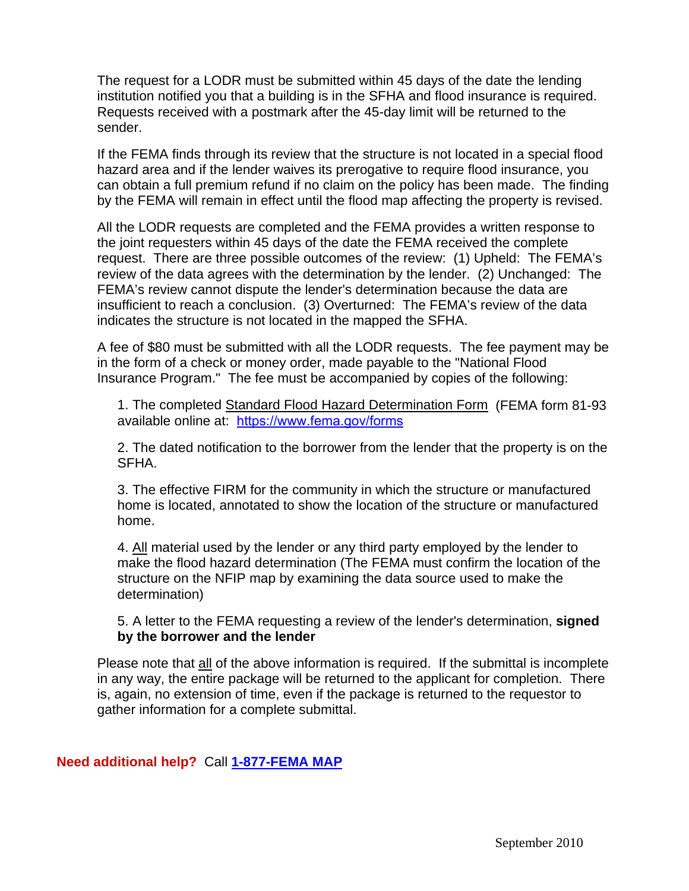The request for a LODR must be submitted within 45 days of the date the lending institution notified you that a building is in the SFHA and flood insurance is required. Requests received with a postmark after the 45-day limit will be returned to the sender.

If the FEMA finds through its review that the structure is not located in a special flood hazard area and if the lender waives its prerogative to require flood insurance, you can obtain a full premium refund if no claim on the policy has been made. The finding by the FEMA will remain in effect until the flood map affecting the property is revised.

All the LODR requests are completed and the FEMA provides a written response to the joint requesters within 45 days of the date the FEMA received the complete request. There are three possible outcomes of the review: (1) Upheld: The FEMA's review of the data agrees with the determination by the lender. (2) Unchanged: The FEMA's review cannot dispute the lender's determination because the data are insufficient to reach a conclusion. (3) Overturned: The FEMA's review of the data indicates the structure is not located in the mapped the SFHA.

A fee of $80 must be submitted with all the LODR requests. The fee payment may be in the form of a check or money order, made payable to the "National Flood Insurance Program." The fee must be accompanied by copies of the following:

1. The completed Standard Flood Hazard Determination Form (FEMA form 81-93 available online at: https://www.fema.gov/forms

2. The dated notification to the borrower from the lender that the property is on the SFHA.

3. The effective FIRM for the community in which the structure or manufactured home is located, annotated to show the location of the structure or manufactured home.

4. All material used by the lender or any third party employed by the lender to make the flood hazard determination (The FEMA must confirm the location of the structure on the NFIP map by examining the data source used to make the determination)

5. A letter to the FEMA requesting a review of the lender's determination, **signed by the borrower and the lender**

Please note that all of the above information is required. If the submittal is incomplete in any way, the entire package will be returned to the applicant for completion. There is, again, no extension of time, even if the package is returned to the requestor to gather information for a complete submittal.

**Need additional help?** Call **1-877-FEMA MAP**

September 2010